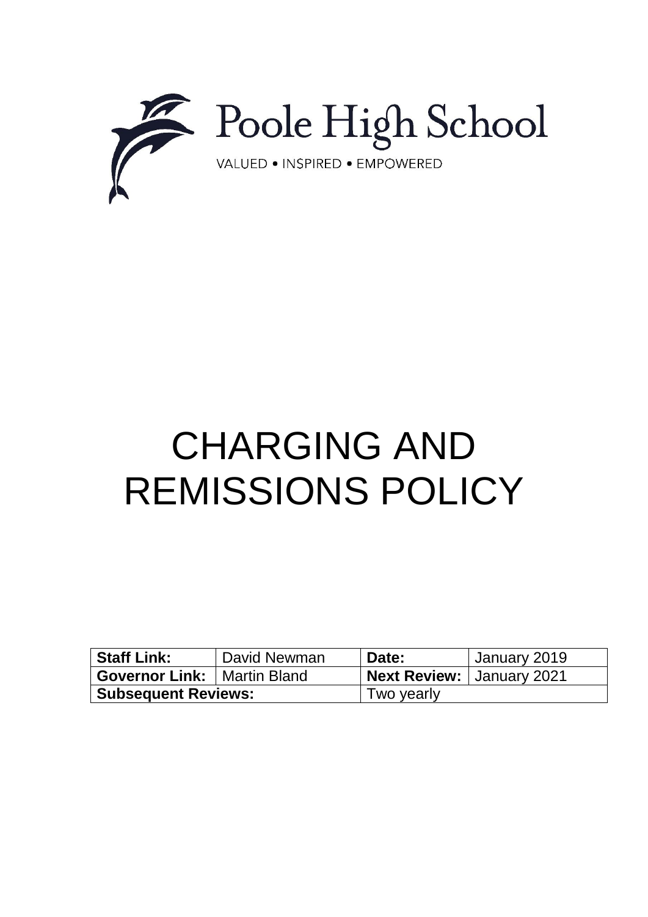Poole High School

VALUED • INSPIRED • EMPOWERED

# CHARGING AND REMISSIONS POLICY

| **Staff Link:** | David Newman | **Date:** | January 2019 |
| --- | --- | --- | --- |
| **Governor Link:** | Martin Bland | **Next Review:** | January 2021 |
| **Subsequent Reviews:** | | Two yearly | |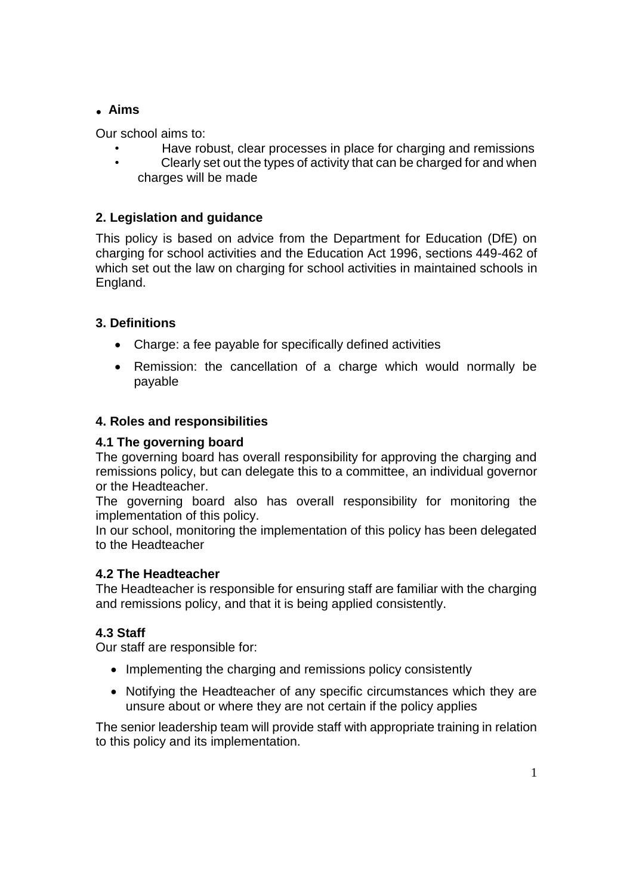## 1. Aims

Our school aims to:

- Have robust, clear processes in place for charging and remissions
- Clearly set out the types of activity that can be charged for and when charges will be made

## 2. Legislation and guidance

This policy is based on advice from the Department for Education (DfE) on charging for school activities and the Education Act 1996, sections 449-462 of which set out the law on charging for school activities in maintained schools in England.

## 3. Definitions

- Charge: a fee payable for specifically defined activities
- Remission: the cancellation of a charge which would normally be payable

## 4. Roles and responsibilities

### 4.1 The governing board

The governing board has overall responsibility for approving the charging and remissions policy, but can delegate this to a committee, an individual governor or the Headteacher.

The governing board also has overall responsibility for monitoring the implementation of this policy.

In our school, monitoring the implementation of this policy has been delegated to the Headteacher

### 4.2 The Headteacher

The Headteacher is responsible for ensuring staff are familiar with the charging and remissions policy, and that it is being applied consistently.

### 4.3 Staff

Our staff are responsible for:

- Implementing the charging and remissions policy consistently
- Notifying the Headteacher of any specific circumstances which they are unsure about or where they are not certain if the policy applies

The senior leadership team will provide staff with appropriate training in relation to this policy and its implementation.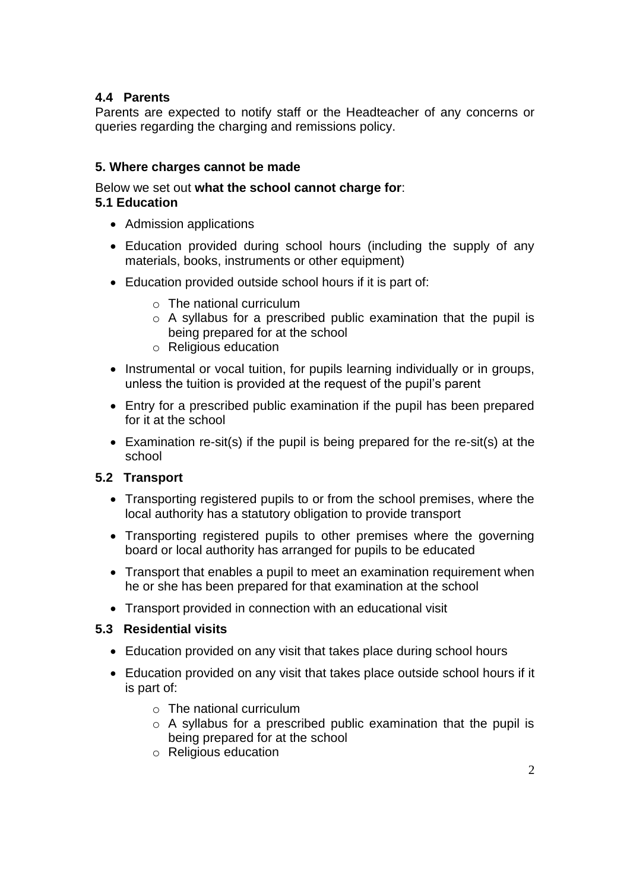### 4.4 Parents

Parents are expected to notify staff or the Headteacher of any concerns or queries regarding the charging and remissions policy.

## 5. Where charges cannot be made

Below we set out **what the school cannot charge for**:

### 5.1 Education

- Admission applications
- Education provided during school hours (including the supply of any materials, books, instruments or other equipment)
- Education provided outside school hours if it is part of:
  - The national curriculum
  - A syllabus for a prescribed public examination that the pupil is being prepared for at the school
  - Religious education
- Instrumental or vocal tuition, for pupils learning individually or in groups, unless the tuition is provided at the request of the pupil's parent
- Entry for a prescribed public examination if the pupil has been prepared for it at the school
- Examination re-sit(s) if the pupil is being prepared for the re-sit(s) at the school

### 5.2 Transport

- Transporting registered pupils to or from the school premises, where the local authority has a statutory obligation to provide transport
- Transporting registered pupils to other premises where the governing board or local authority has arranged for pupils to be educated
- Transport that enables a pupil to meet an examination requirement when he or she has been prepared for that examination at the school
- Transport provided in connection with an educational visit

### 5.3 Residential visits

- Education provided on any visit that takes place during school hours
- Education provided on any visit that takes place outside school hours if it is part of:
  - The national curriculum
  - A syllabus for a prescribed public examination that the pupil is being prepared for at the school
  - Religious education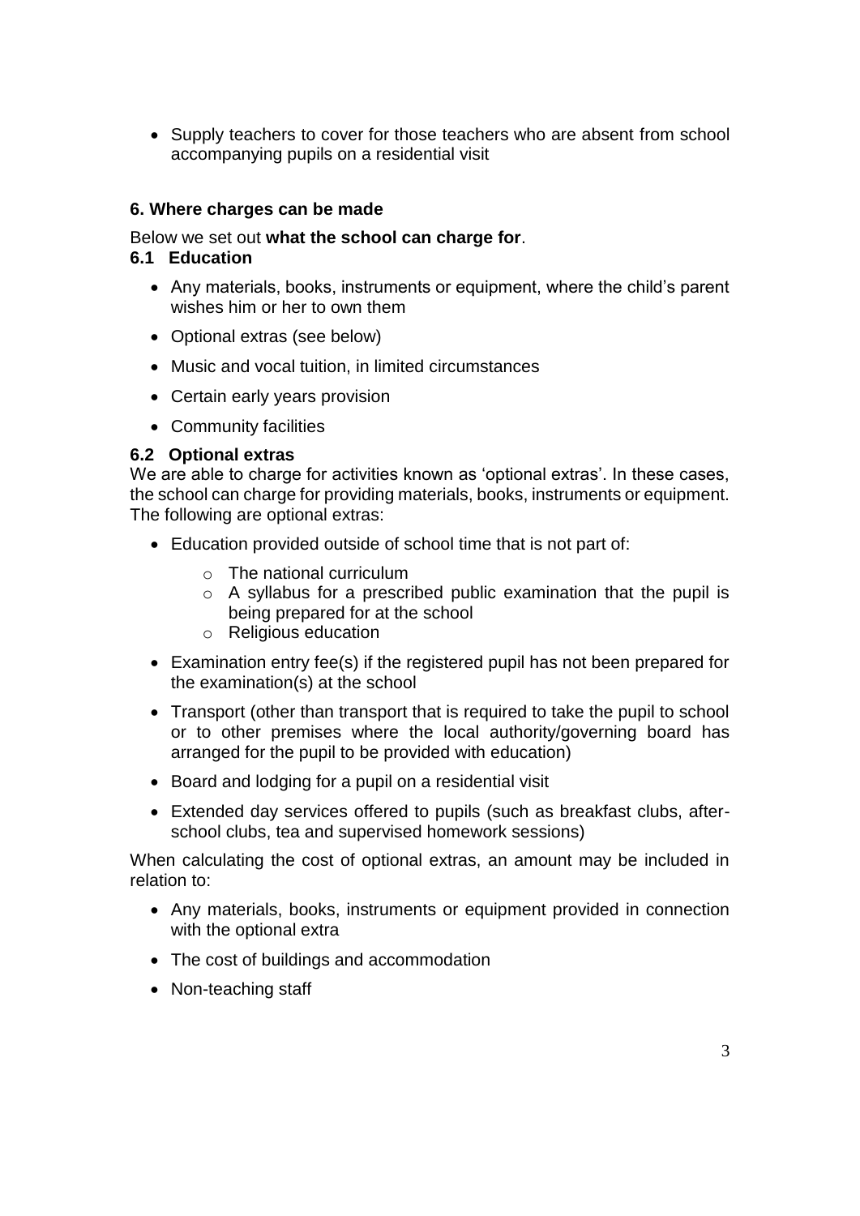- Supply teachers to cover for those teachers who are absent from school accompanying pupils on a residential visit

## 6. Where charges can be made

Below we set out **what the school can charge for**.

### 6.1 Education

- Any materials, books, instruments or equipment, where the child's parent wishes him or her to own them
- Optional extras (see below)
- Music and vocal tuition, in limited circumstances
- Certain early years provision
- Community facilities

### 6.2 Optional extras

We are able to charge for activities known as 'optional extras'. In these cases, the school can charge for providing materials, books, instruments or equipment. The following are optional extras:

- Education provided outside of school time that is not part of:
  - The national curriculum
  - A syllabus for a prescribed public examination that the pupil is being prepared for at the school
  - Religious education
- Examination entry fee(s) if the registered pupil has not been prepared for the examination(s) at the school
- Transport (other than transport that is required to take the pupil to school or to other premises where the local authority/governing board has arranged for the pupil to be provided with education)
- Board and lodging for a pupil on a residential visit
- Extended day services offered to pupils (such as breakfast clubs, after-school clubs, tea and supervised homework sessions)

When calculating the cost of optional extras, an amount may be included in relation to:

- Any materials, books, instruments or equipment provided in connection with the optional extra
- The cost of buildings and accommodation
- Non-teaching staff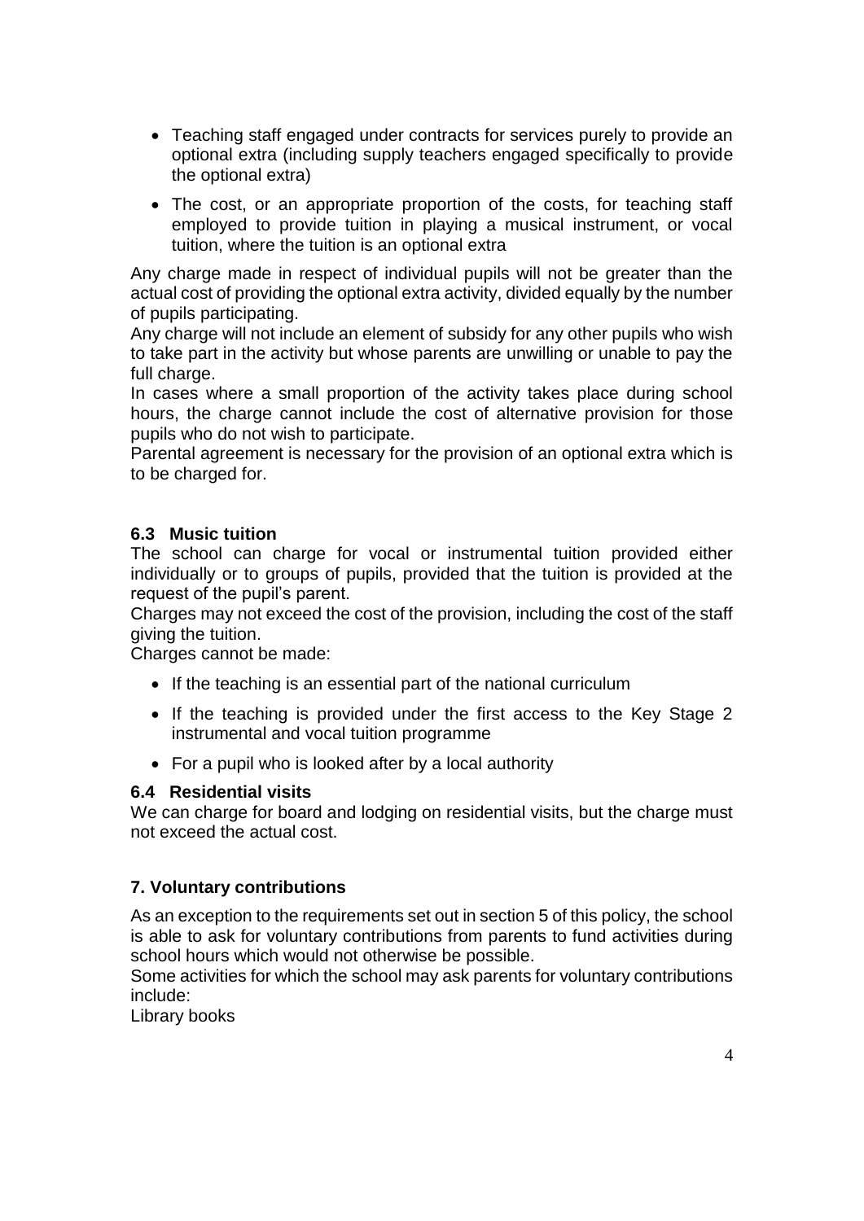- Teaching staff engaged under contracts for services purely to provide an optional extra (including supply teachers engaged specifically to provide the optional extra)
- The cost, or an appropriate proportion of the costs, for teaching staff employed to provide tuition in playing a musical instrument, or vocal tuition, where the tuition is an optional extra

Any charge made in respect of individual pupils will not be greater than the actual cost of providing the optional extra activity, divided equally by the number of pupils participating.

Any charge will not include an element of subsidy for any other pupils who wish to take part in the activity but whose parents are unwilling or unable to pay the full charge.

In cases where a small proportion of the activity takes place during school hours, the charge cannot include the cost of alternative provision for those pupils who do not wish to participate.

Parental agreement is necessary for the provision of an optional extra which is to be charged for.

### 6.3 Music tuition

The school can charge for vocal or instrumental tuition provided either individually or to groups of pupils, provided that the tuition is provided at the request of the pupil's parent.

Charges may not exceed the cost of the provision, including the cost of the staff giving the tuition.

Charges cannot be made:

- If the teaching is an essential part of the national curriculum
- If the teaching is provided under the first access to the Key Stage 2 instrumental and vocal tuition programme
- For a pupil who is looked after by a local authority

### 6.4 Residential visits

We can charge for board and lodging on residential visits, but the charge must not exceed the actual cost.

## 7. Voluntary contributions

As an exception to the requirements set out in section 5 of this policy, the school is able to ask for voluntary contributions from parents to fund activities during school hours which would not otherwise be possible.

Some activities for which the school may ask parents for voluntary contributions include:

Library books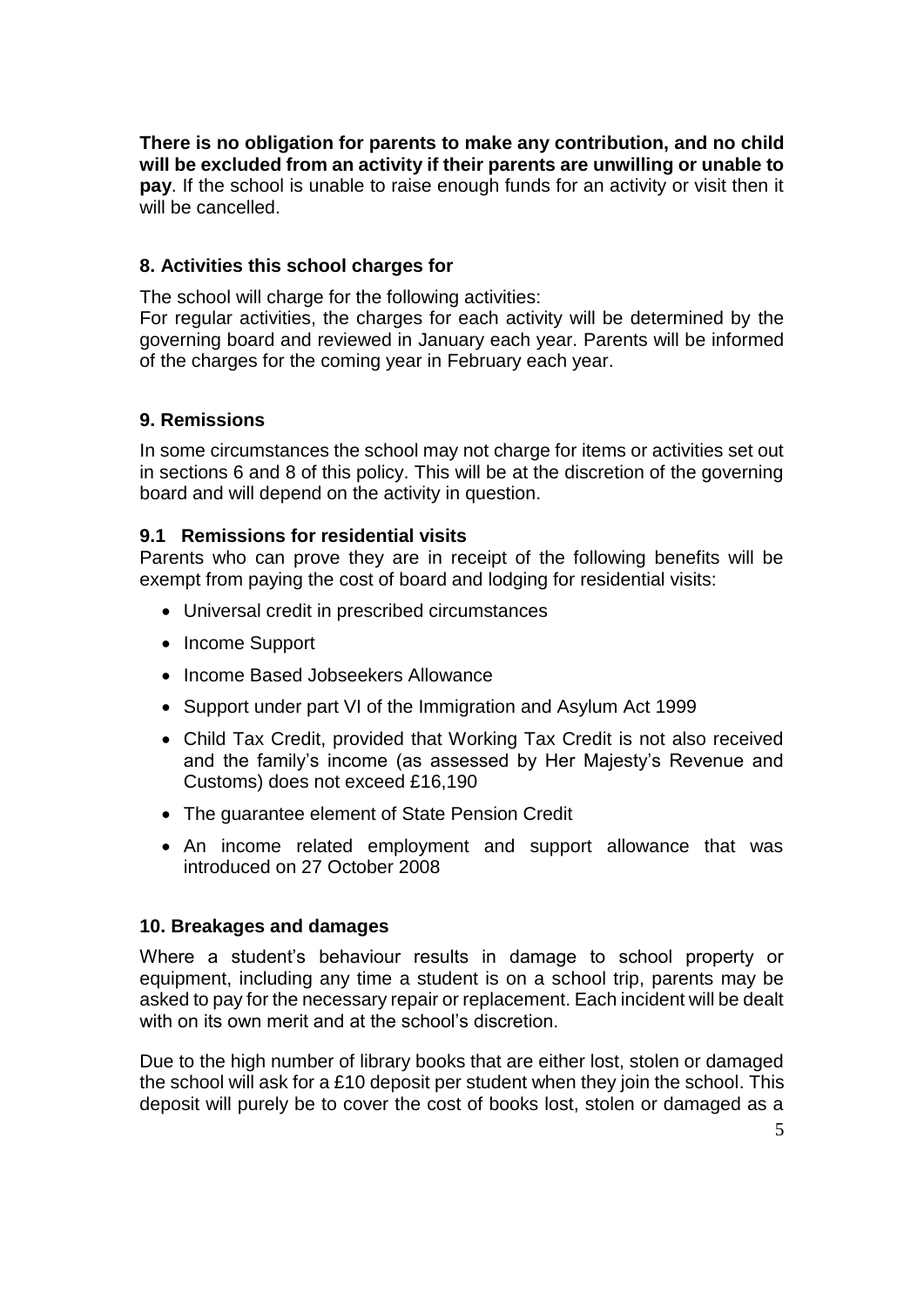**There is no obligation for parents to make any contribution, and no child will be excluded from an activity if their parents are unwilling or unable to pay**. If the school is unable to raise enough funds for an activity or visit then it will be cancelled.

## 8. Activities this school charges for

The school will charge for the following activities:
For regular activities, the charges for each activity will be determined by the governing board and reviewed in January each year. Parents will be informed of the charges for the coming year in February each year.

## 9. Remissions

In some circumstances the school may not charge for items or activities set out in sections 6 and 8 of this policy. This will be at the discretion of the governing board and will depend on the activity in question.

### 9.1 Remissions for residential visits

Parents who can prove they are in receipt of the following benefits will be exempt from paying the cost of board and lodging for residential visits:

- Universal credit in prescribed circumstances
- Income Support
- Income Based Jobseekers Allowance
- Support under part VI of the Immigration and Asylum Act 1999
- Child Tax Credit, provided that Working Tax Credit is not also received and the family's income (as assessed by Her Majesty's Revenue and Customs) does not exceed £16,190
- The guarantee element of State Pension Credit
- An income related employment and support allowance that was introduced on 27 October 2008

## 10. Breakages and damages

Where a student's behaviour results in damage to school property or equipment, including any time a student is on a school trip, parents may be asked to pay for the necessary repair or replacement. Each incident will be dealt with on its own merit and at the school's discretion.

Due to the high number of library books that are either lost, stolen or damaged the school will ask for a £10 deposit per student when they join the school. This deposit will purely be to cover the cost of books lost, stolen or damaged as a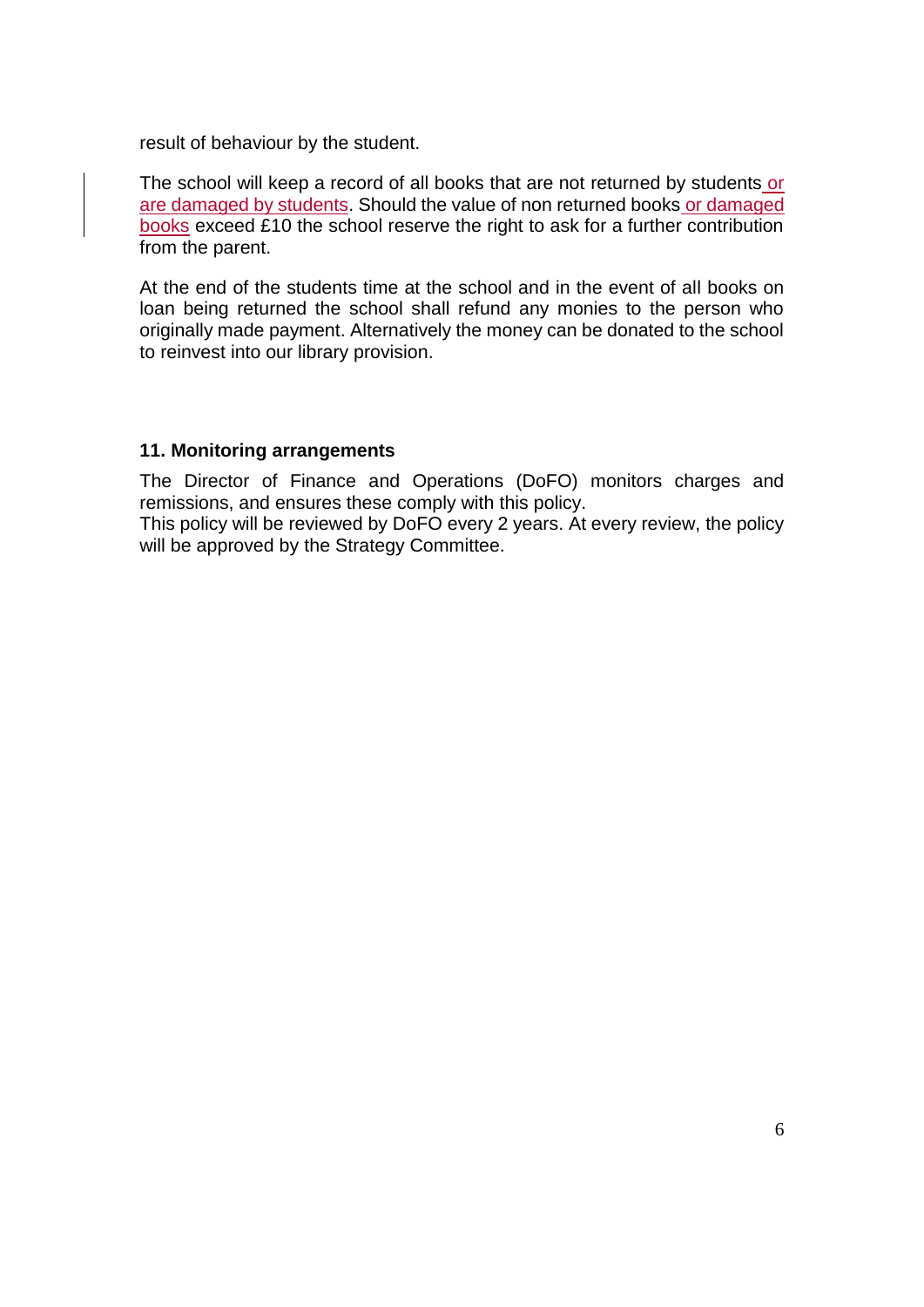result of behaviour by the student.

The school will keep a record of all books that are not returned by students or are damaged by students. Should the value of non returned books or damaged books exceed £10 the school reserve the right to ask for a further contribution from the parent.

At the end of the students time at the school and in the event of all books on loan being returned the school shall refund any monies to the person who originally made payment. Alternatively the money can be donated to the school to reinvest into our library provision.

### 11. Monitoring arrangements

The Director of Finance and Operations (DoFO) monitors charges and remissions, and ensures these comply with this policy.
This policy will be reviewed by DoFO every 2 years. At every review, the policy will be approved by the Strategy Committee.